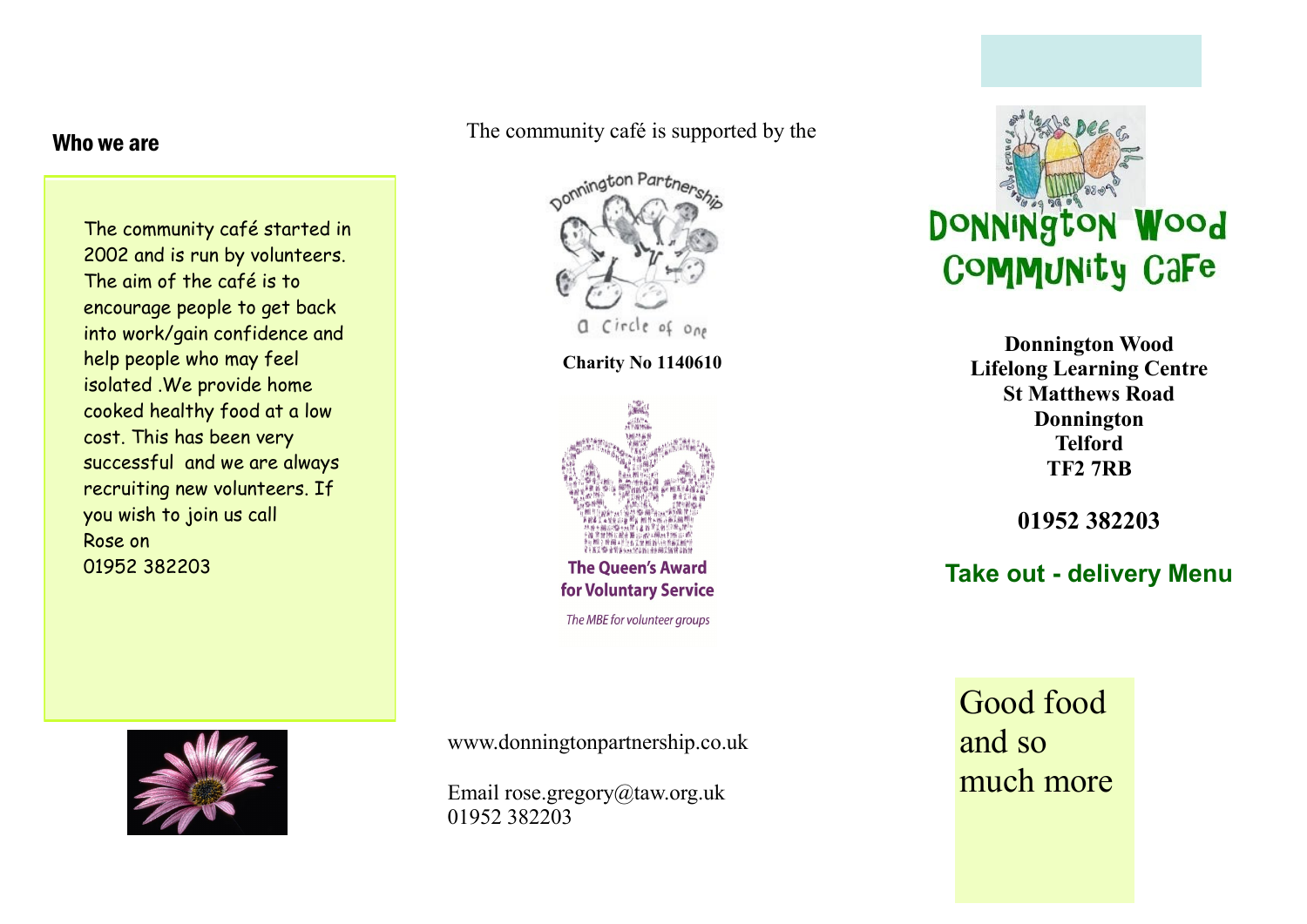## Who we are

The community café started in 2002 and is run by volunteers. The aim of the café is to encourage people to get back into work/gain confidence and help people who may feel isolated .We provide home cooked healthy food at a low cost. This has been very successful and we are always recruiting new volunteers. If you wish to join us call Rose on 01952 382203

The community café is supported by the

Donnington Partnership

a Circle of one

**Charity No 1140610**

**The Queen's Award for Voluntary Service**

*The MBE for volunteer groups*

www.donningtonpartnership.co.uk

Email rose.gregory@taw.org.uk
01952 382203

# Donnington Wood Community Cafe

**Donnington Wood**
**Lifelong Learning Centre**
**St Matthews Road**
**Donnington**
**Telford**
**TF2 7RB**

**01952 382203**

**Take out - delivery Menu**

Good food and so much more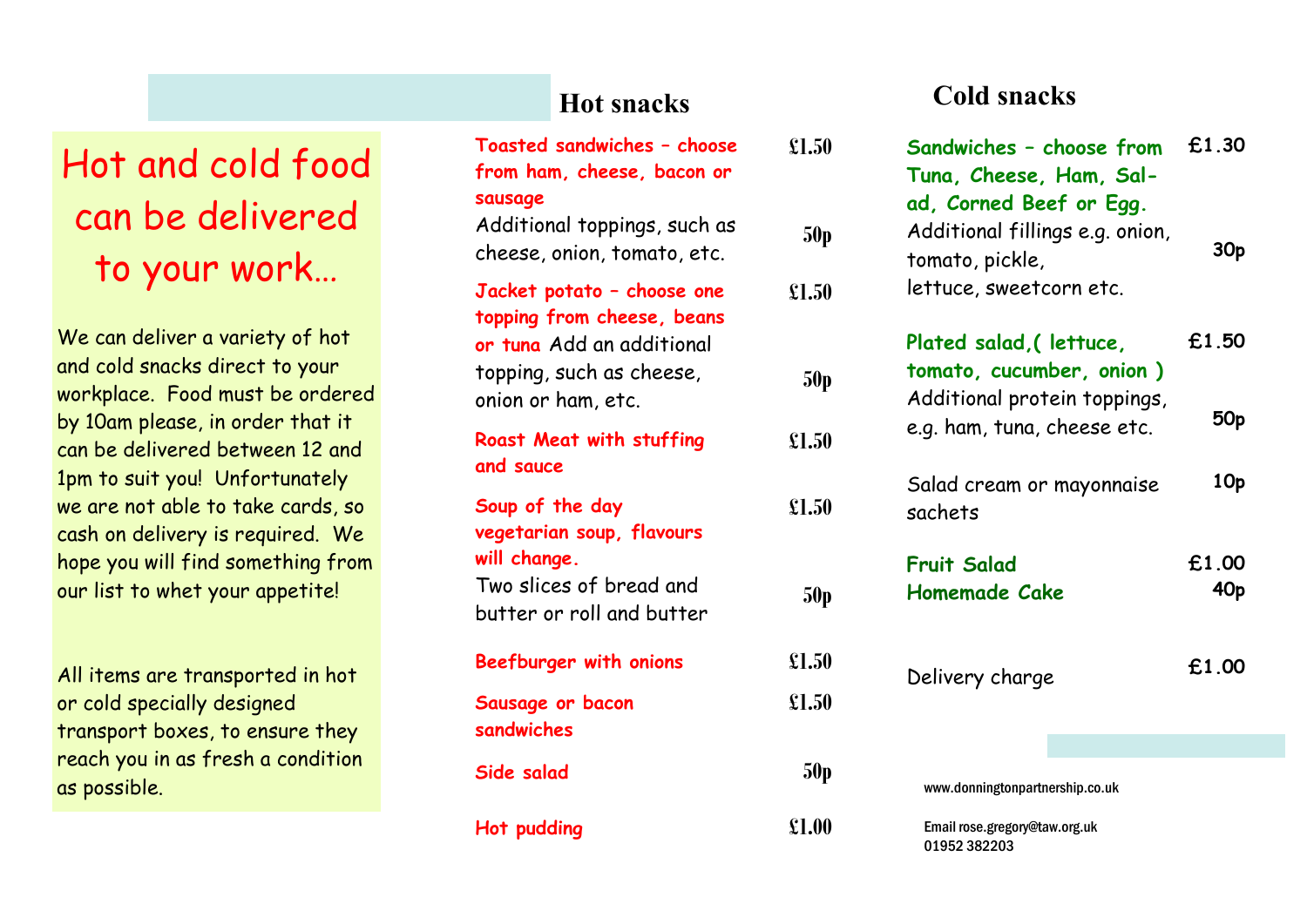# Hot and cold food can be delivered to your work…

We can deliver a variety of hot and cold snacks direct to your workplace. Food must be ordered by 10am please, in order that it can be delivered between 12 and 1pm to suit you! Unfortunately we are not able to take cards, so cash on delivery is required. We hope you will find something from our list to whet your appetite!

All items are transported in hot or cold specially designed transport boxes, to ensure they reach you in as fresh a condition as possible.

## Hot snacks

| | |
|---|---|
| **Toasted sandwiches – choose from ham, cheese, bacon or sausage** | £1.50 |
| Additional toppings, such as cheese, onion, tomato, etc. | 50p |
| **Jacket potato – choose one topping from cheese, beans or tuna** Add an additional topping, such as cheese, onion or ham, etc. | £1.50 / 50p |
| **Roast Meat with stuffing and sauce** | £1.50 |
| **Soup of the day vegetarian soup, flavours will change.** | £1.50 |
| Two slices of bread and butter or roll and butter | 50p |
| **Beefburger with onions** | £1.50 |
| **Sausage or bacon sandwiches** | £1.50 |
| **Side salad** | 50p |
| **Hot pudding** | £1.00 |

## Cold snacks

| | |
|---|---|
| **Sandwiches – choose from Tuna, Cheese, Ham, Salad, Corned Beef or Egg.** | £1.30 |
| Additional fillings e.g. onion, tomato, pickle, lettuce, sweetcorn etc. | 30p |
| **Plated salad,( lettuce, tomato, cucumber, onion )** | £1.50 |
| Additional protein toppings, e.g. ham, tuna, cheese etc. | 50p |
| Salad cream or mayonnaise sachets | 10p |
| **Fruit Salad** | £1.00 |
| **Homemade Cake** | 40p |
| Delivery charge | £1.00 |

www.donningtonpartnership.co.uk

Email rose.gregory@taw.org.uk
01952 382203